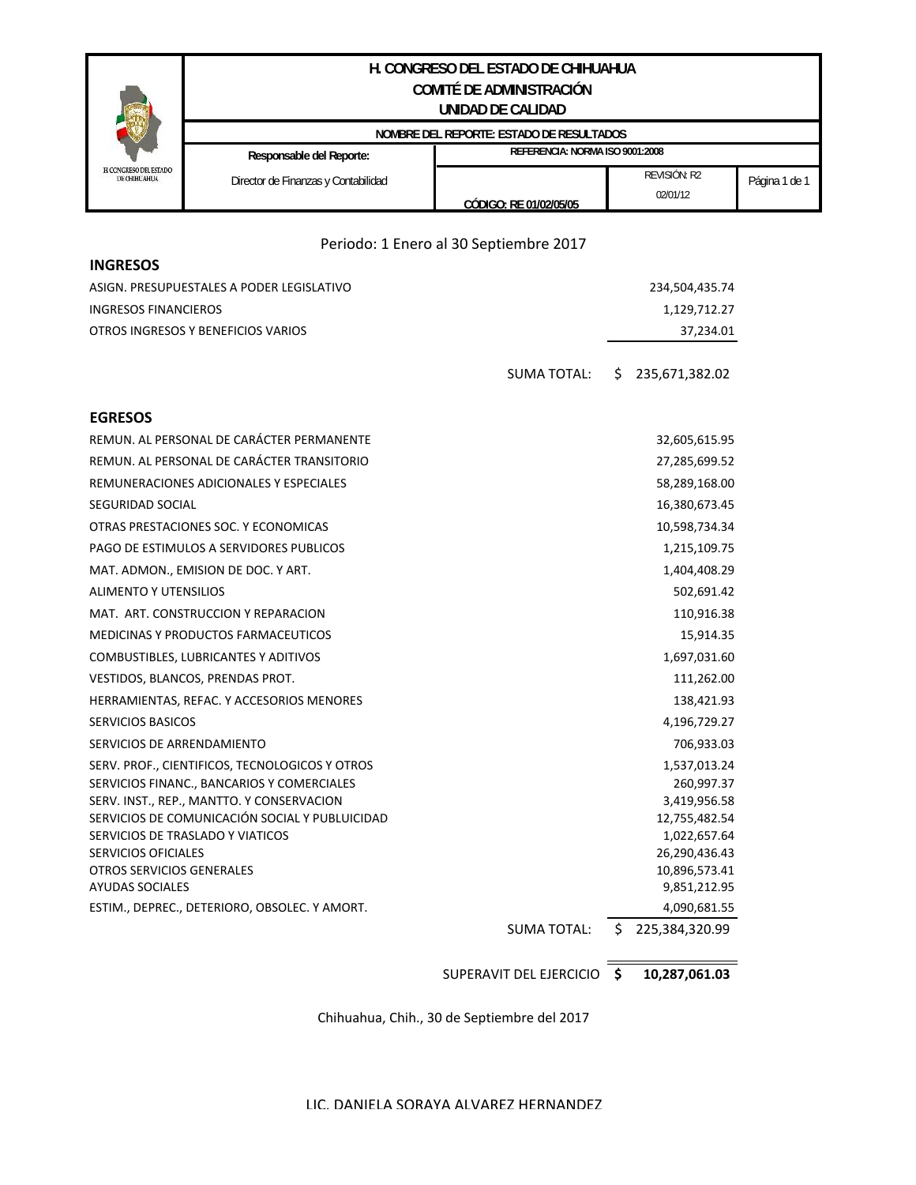| H. CONGRESO DEL ESTADO DE CHIHUAHUA | H. CONGRESO DEL ESTADO DE CHIHUAHUA<br>COMITÉ DE ADMINISTRACIÓN<br>UNIDAD DE CALIDAD | | | |
|---|---|---|---|---|
| | NOMBRE DEL REPORTE: ESTADO DE RESULTADOS | | | |
| | Responsable del Reporte: | REFERENCIA: NORMA ISO 9001:2008 | | |
| | Director de Finanzas y Contabilidad | CÓDIGO: RE 01/02/05/05 | REVISIÓN: R2<br>02/01/12 | Página 1 de 1 |

Periodo: 1 Enero al 30 Septiembre 2017

## INGRESOS

| Concepto | Importe |
|---|---|
| ASIGN. PRESUPUESTALES A PODER LEGISLATIVO | 234,504,435.74 |
| INGRESOS FINANCIEROS | 1,129,712.27 |
| OTROS INGRESOS Y BENEFICIOS VARIOS | 37,234.01 |
| SUMA TOTAL: | $ 235,671,382.02 |

## EGRESOS

| Concepto | Importe |
|---|---|
| REMUN. AL PERSONAL DE CARÁCTER PERMANENTE | 32,605,615.95 |
| REMUN. AL PERSONAL DE CARÁCTER TRANSITORIO | 27,285,699.52 |
| REMUNERACIONES ADICIONALES Y ESPECIALES | 58,289,168.00 |
| SEGURIDAD SOCIAL | 16,380,673.45 |
| OTRAS PRESTACIONES SOC. Y ECONOMICAS | 10,598,734.34 |
| PAGO DE ESTIMULOS A SERVIDORES PUBLICOS | 1,215,109.75 |
| MAT. ADMON., EMISION DE DOC. Y ART. | 1,404,408.29 |
| ALIMENTO Y UTENSILIOS | 502,691.42 |
| MAT. ART. CONSTRUCCION Y REPARACION | 110,916.38 |
| MEDICINAS Y PRODUCTOS FARMACEUTICOS | 15,914.35 |
| COMBUSTIBLES, LUBRICANTES Y ADITIVOS | 1,697,031.60 |
| VESTIDOS, BLANCOS, PRENDAS PROT. | 111,262.00 |
| HERRAMIENTAS, REFAC. Y ACCESORIOS MENORES | 138,421.93 |
| SERVICIOS BASICOS | 4,196,729.27 |
| SERVICIOS DE ARRENDAMIENTO | 706,933.03 |
| SERV. PROF., CIENTIFICOS, TECNOLOGICOS Y OTROS | 1,537,013.24 |
| SERVICIOS FINANC., BANCARIOS Y COMERCIALES | 260,997.37 |
| SERV. INST., REP., MANTTO. Y CONSERVACION | 3,419,956.58 |
| SERVICIOS DE COMUNICACIÓN SOCIAL Y PUBLUICIDAD | 12,755,482.54 |
| SERVICIOS DE TRASLADO Y VIATICOS | 1,022,657.64 |
| SERVICIOS OFICIALES | 26,290,436.43 |
| OTROS SERVICIOS GENERALES | 10,896,573.41 |
| AYUDAS SOCIALES | 9,851,212.95 |
| ESTIM., DEPREC., DETERIORO, OBSOLEC. Y AMORT. | 4,090,681.55 |
| SUMA TOTAL: | $ 225,384,320.99 |

| | |
|---|---|
| SUPERAVIT DEL EJERCICIO | **$ 10,287,061.03** |

Chihuahua, Chih., 30 de Septiembre del 2017

LIC. DANIELA SORAYA ALVAREZ HERNANDEZ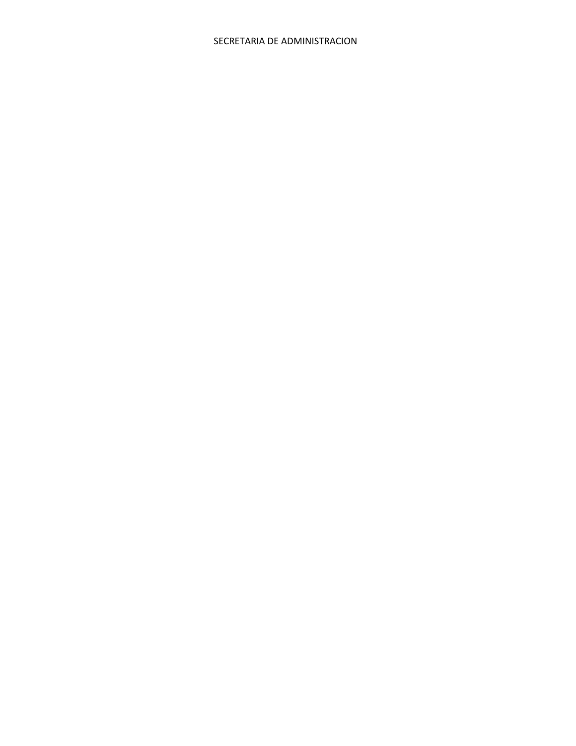SECRETARIA DE ADMINISTRACION